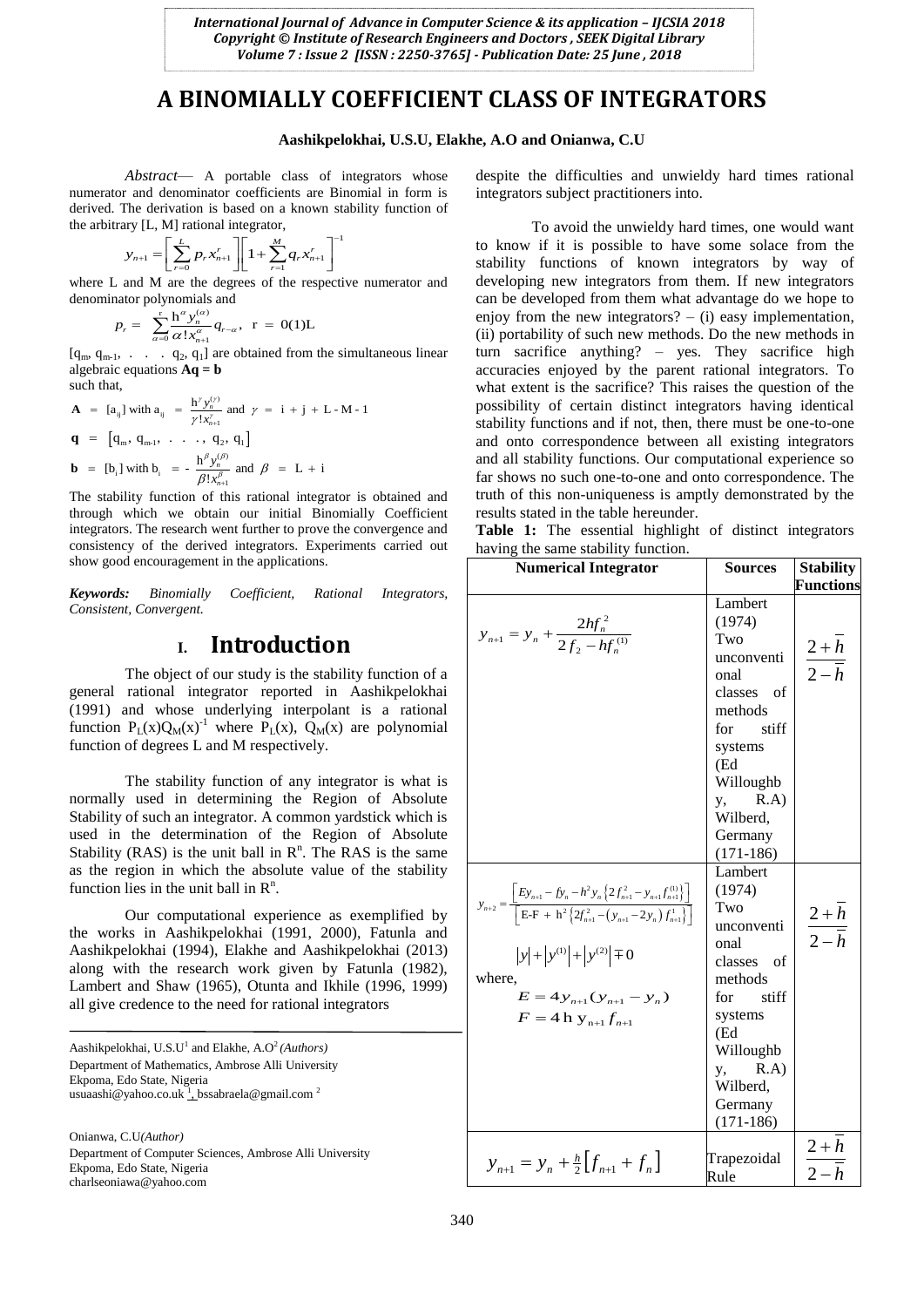# A BINOMIALLY COEFFICIENT CLASS OF INTEGRATORS

**Aashikpelokhai, U.S.U, Elakhe, A.O and Onianwa, C.U**

*Abstract*— A portable class of integrators whose numerator and denominator coefficients are Binomial in form is derived. The derivation is based on a known stability function of the arbitrary [L, M] rational integrator,

$$y_{n+1} = \left[\sum_{r=0}^{L} p_r x_{n+1}^r\right]\left[1+\sum_{r=1}^{M} q_r x_{n+1}^r\right]^{-1}$$

where L and M are the degrees of the respective numerator and denominator polynomials and

$$p_r = \sum_{\alpha=0}^{r} \frac{h^{\alpha} y_n^{(\alpha)}}{\alpha! x_{n+1}^{\alpha}} q_{r-\alpha}, \quad r = 0(1)L$$

$[q_m, q_{m-1}, \ . \ . \ . \ q_2, q_1]$ are obtained from the simultaneous linear algebraic equations $\mathbf{Aq} = \mathbf{b}$ such that,

$$\mathbf{A} = [a_{ij}] \text{ with } a_{ij} = \frac{h^{\gamma} y_n^{(\gamma)}}{\gamma! x_{n+1}^{\gamma}} \text{ and } \gamma = i + j + L - M - 1$$

$$\mathbf{q} = [q_m, q_{m-1}, \ . \ . \ . \ , q_2, q_1]$$

$$\mathbf{b} = [b_i] \text{ with } b_i = -\frac{h^{\beta} y_n^{(\beta)}}{\beta! x_{n+1}^{\beta}} \text{ and } \beta = L + i$$

The stability function of this rational integrator is obtained and through which we obtain our initial Binomially Coefficient integrators. The research went further to prove the convergence and consistency of the derived integrators. Experiments carried out show good encouragement in the applications.

***Keywords:*** *Binomially Coefficient, Rational Integrators, Consistent, Convergent.*

## I. Introduction

The object of our study is the stability function of a general rational integrator reported in Aashikpelokhai (1991) and whose underlying interpolant is a rational function $P_L(x)Q_M(x)^{-1}$ where $P_L(x)$, $Q_M(x)$ are polynomial function of degrees L and M respectively.

The stability function of any integrator is what is normally used in determining the Region of Absolute Stability of such an integrator. A common yardstick which is used in the determination of the Region of Absolute Stability (RAS) is the unit ball in $R^n$. The RAS is the same as the region in which the absolute value of the stability function lies in the unit ball in $R^n$.

Our computational experience as exemplified by the works in Aashikpelokhai (1991, 2000), Fatunla and Aashikpelokhai (1994), Elakhe and Aashikpelokhai (2013) along with the research work given by Fatunla (1982), Lambert and Shaw (1965), Otunta and Ikhile (1996, 1999) all give credence to the need for rational integrators despite the difficulties and unwieldy hard times rational integrators subject practitioners into.

To avoid the unwieldy hard times, one would want to know if it is possible to have some solace from the stability functions of known integrators by way of developing new integrators from them. If new integrators can be developed from them what advantage do we hope to enjoy from the new integrators? – (i) easy implementation, (ii) portability of such new methods. Do the new methods in turn sacrifice anything? – yes. They sacrifice high accuracies enjoyed by the parent rational integrators. To what extent is the sacrifice? This raises the question of the possibility of certain distinct integrators having identical stability functions and if not, then, there must be one-to-one and onto correspondence between all existing integrators and all stability functions. Our computational experience so far shows no such one-to-one and onto correspondence. The truth of this non-uniqueness is amptly demonstrated by the results stated in the table hereunder.

**Table 1:** The essential highlight of distinct integrators having the same stability function.

| Numerical Integrator | Sources | Stability Functions |
|---|---|---|
| $y_{n+1} = y_n + \frac{2hf_n^2}{2f_2 - hf_n^{(1)}}$ | Lambert (1974) Two unconventional classes of methods for stiff systems (Ed Willoughby, R.A) Wilberd, Germany (171-186) | $\frac{2+\bar{h}}{2-\bar{h}}$ |
| $y_{n+2} = \frac{\left[Ey_{n+1} - fy_n - h^2 y_n \left\{2f_{n+1}^2 - y_{n+1} f_{n+1}^{(1)}\right\}\right]}{\left[E\text{-}F + h^2\left\{2f_{n+1}^2 - (y_{n+1} - 2y_n) f_{n+1}^{(1)}\right\}\right]}$ $\lvert y\rvert + \lvert y^{(1)}\rvert + \lvert y^{(2)}\rvert \mp 0$ where, $E = 4y_{n+1}(y_{n+1} - y_n)$, $F = 4h\, y_{n+1} f_{n+1}$ | Lambert (1974) Two unconventional classes of methods for stiff systems (Ed Willoughby, R.A) Wilberd, Germany (171-186) | $\frac{2+\bar{h}}{2-\bar{h}}$ |
| $y_{n+1} = y_n + \frac{h}{2}\left[f_{n+1} + f_n\right]$ | Trapezoidal Rule | $\frac{2+\bar{h}}{2-\bar{h}}$ |

Aashikpelokhai, U.S.U[1] and Elakhe, A.O[2] *(Authors)*
Department of Mathematics, Ambrose Alli University
Ekpoma, Edo State, Nigeria
usuaashi@yahoo.co.uk [1], bssabraela@gmail.com [2]

Onianwa, C.U *(Author)*
Department of Computer Sciences, Ambrose Alli University
Ekpoma, Edo State, Nigeria
charlseoniawa@yahoo.com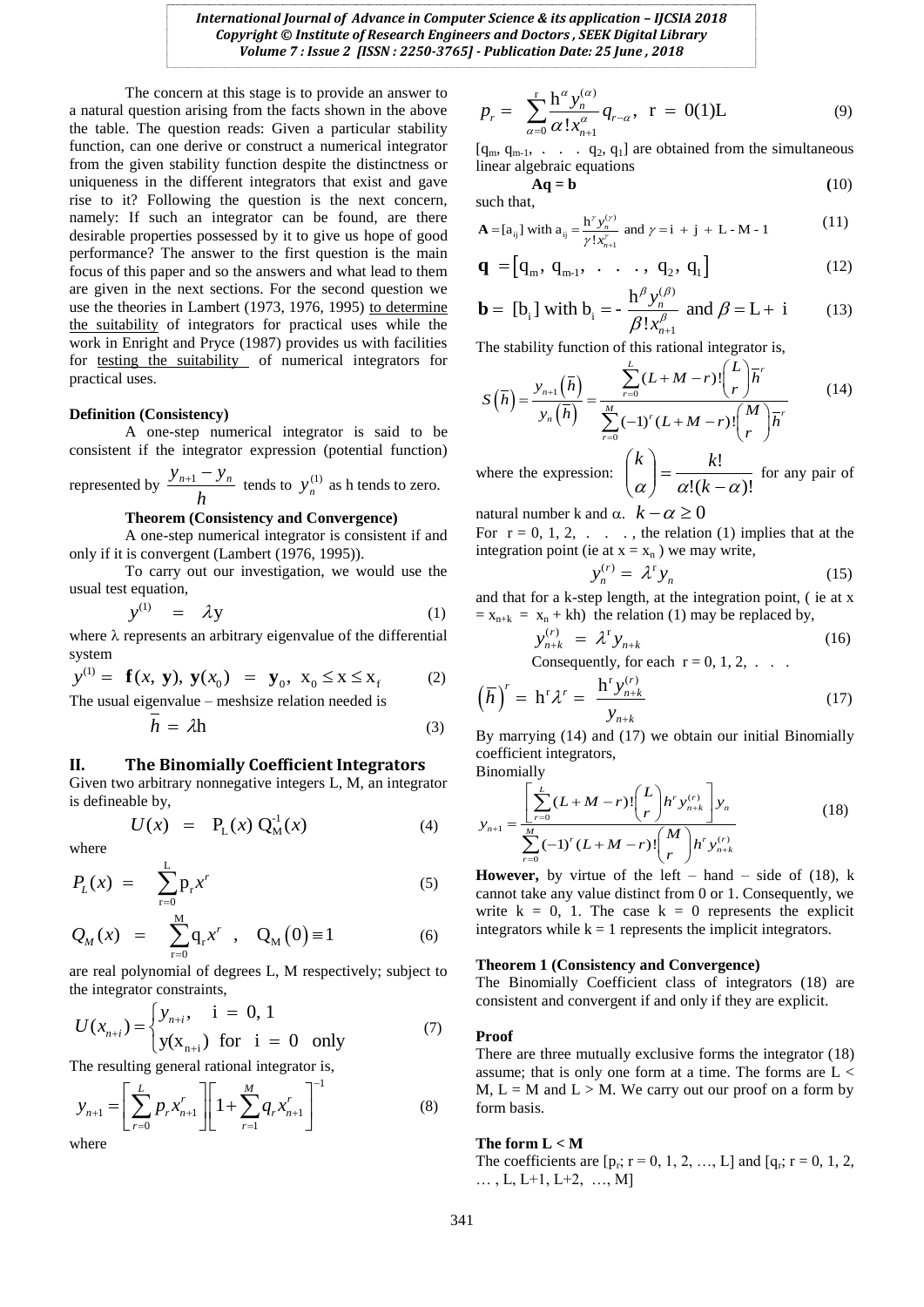The concern at this stage is to provide an answer to a natural question arising from the facts shown in the above the table. The question reads: Given a particular stability function, can one derive or construct a numerical integrator from the given stability function despite the distinctness or uniqueness in the different integrators that exist and gave rise to it? Following the question is the next concern, namely: If such an integrator can be found, are there desirable properties possessed by it to give us hope of good performance? The answer to the first question is the main focus of this paper and so the answers and what lead to them are given in the next sections. For the second question we use the theories in Lambert (1973, 1976, 1995) to determine the suitability of integrators for practical uses while the work in Enright and Pryce (1987) provides us with facilities for testing the suitability of numerical integrators for practical uses.

**Definition (Consistency)**

A one-step numerical integrator is said to be consistent if the integrator expression (potential function) represented by $\dfrac{y_{n+1} - y_n}{h}$ tends to $y_n^{(1)}$ as h tends to zero.

**Theorem (Consistency and Convergence)**

A one-step numerical integrator is consistent if and only if it is convergent (Lambert (1976, 1995)).

To carry out our investigation, we would use the usual test equation,

$$y^{(1)} = \lambda y \tag{1}$$

where $\lambda$ represents an arbitrary eigenvalue of the differential system

$$y^{(1)} = \mathbf{f}(x, \mathbf{y}),\ \mathbf{y}(x_0) = \mathbf{y}_0,\ x_0 \le x \le x_f \tag{2}$$

The usual eigenvalue – meshsize relation needed is

$$\bar{h} = \lambda h \tag{3}$$

## II. The Binomially Coefficient Integrators

Given two arbitrary nonnegative integers L, M, an integrator is defineable by,

$$U(x) = P_L(x)\, Q_M^{-1}(x) \tag{4}$$

where

$$P_L(x) = \sum_{r=0}^{L} p_r x^r \tag{5}$$

$$Q_M(x) = \sum_{r=0}^{M} q_r x^r \ , \quad Q_M(0) \equiv 1 \tag{6}$$

are real polynomial of degrees L, M respectively; subject to the integrator constraints,

$$U(x_{n+i}) = \begin{cases} y_{n+i}, & i = 0, 1 \\ y(x_{n+i}) \text{ for } i = 0 \text{ only} \end{cases} \tag{7}$$

The resulting general rational integrator is,

$$y_{n+1} = \left[\sum_{r=0}^{L} p_r x_{n+1}^r\right]\left[1 + \sum_{r=1}^{M} q_r x_{n+1}^r\right]^{-1} \tag{8}$$

where

$$p_r = \sum_{\alpha=0}^{r} \frac{h^\alpha y_n^{(\alpha)}}{\alpha!\, x_{n+1}^\alpha} q_{r-\alpha}, \quad r = 0(1)L \tag{9}$$

$[q_m, q_{m-1}, \ . \ . \ . \ q_2, q_1]$ are obtained from the simultaneous linear algebraic equations

$$\mathbf{Aq} = \mathbf{b} \tag{10}$$

such that,

$$\mathbf{A} = [a_{ij}] \text{ with } a_{ij} = \frac{h^\gamma y_n^{(\gamma)}}{\gamma!\, x_{n+1}^\gamma} \text{ and } \gamma = i + j + L - M - 1 \tag{11}$$

$$\mathbf{q} = [q_m, q_{m-1}, \ . \ . \ . \ , q_2, q_1] \tag{12}$$

$$\mathbf{b} = [b_i] \text{ with } b_i = -\frac{h^\beta y_n^{(\beta)}}{\beta!\, x_{n+1}^\beta} \text{ and } \beta = L + i \tag{13}$$

The stability function of this rational integrator is,

$$S(\bar{h}) = \frac{y_{n+1}(\bar{h})}{y_n(\bar{h})} = \frac{\sum_{r=0}^{L}(L+M-r)!\binom{L}{r}\bar{h}^r}{\sum_{r=0}^{M}(-1)^r(L+M-r)!\binom{M}{r}\bar{h}^r} \tag{14}$$

where the expression: $\dbinom{k}{\alpha} = \dfrac{k!}{\alpha!(k-\alpha)!}$ for any pair of natural number k and $\alpha$. $k - \alpha \ge 0$

For $r = 0, 1, 2, \ . \ . \ .$ , the relation (1) implies that at the integration point (ie at $x = x_n$ ) we may write,

$$y_n^{(r)} = \lambda^r y_n \tag{15}$$

and that for a k-step length, at the integration point, ( ie at $x = x_{n+k} = x_n + kh$) the relation (1) may be replaced by,

$$y_{n+k}^{(r)} = \lambda^r y_{n+k} \tag{16}$$

Consequently, for each $r = 0, 1, 2, \ . \ . \ .$

$$\left(\bar{h}\right)^r = h^r \lambda^r = \frac{h^r y_{n+k}^{(r)}}{y_{n+k}} \tag{17}$$

By marrying (14) and (17) we obtain our initial Binomially coefficient integrators,

Binomially

$$y_{n+1} = \frac{\left[\sum_{r=0}^{L}(L+M-r)!\binom{L}{r}h^r y_{n+k}^{(r)}\right]y_n}{\sum_{r=0}^{M}(-1)^r(L+M-r)!\binom{M}{r}h^r y_{n+k}^{(r)}} \tag{18}$$

**However,** by virtue of the left – hand – side of (18), k cannot take any value distinct from 0 or 1. Consequently, we write k = 0, 1. The case k = 0 represents the explicit integrators while k = 1 represents the implicit integrators.

**Theorem 1 (Consistency and Convergence)**

The Binomially Coefficient class of integrators (18) are consistent and convergent if and only if they are explicit.

**Proof**

There are three mutually exclusive forms the integrator (18) assume; that is only one form at a time. The forms are L < M, L = M and L > M. We carry out our proof on a form by form basis.

**The form L < M**

The coefficients are $[p_r; r = 0, 1, 2, \ldots, L]$ and $[q_r; r = 0, 1, 2, \ldots, L, L+1, L+2, \ldots, M]$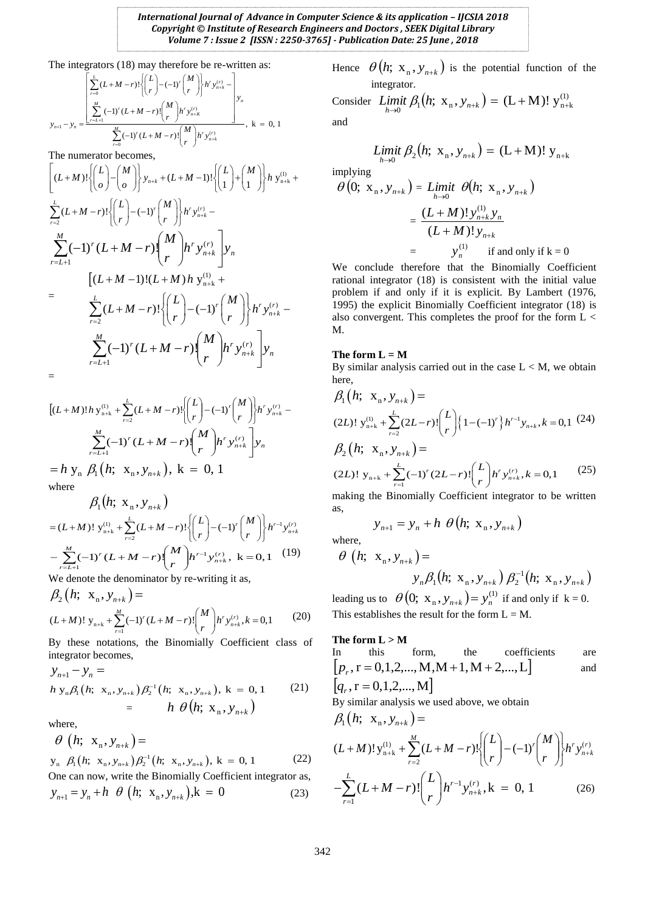The integrators (18) may therefore be re-written as:

$$y_{n+1} - y_n = \frac{\left[ \sum_{r=0}^{L} (L+M-r)! \left\{ \binom{L}{r} - (-1)^r \binom{M}{r} \right\} h^r y_{n+k}^{(r)} - \sum_{r=L+1}^{M} (-1)^r (L+M-r)! \binom{M}{r} h^r y_{n+K}^{(r)} \right] y_n}{\sum_{r=0}^{M} (-1)^r (L+M-r)! \binom{M}{r} h^r y_{n+k}^{(r)}}, \ \mathrm{k} = 0, 1$$

The numerator becomes,

$$\left[ (L+M)! \left\{ \binom{L}{o} - \binom{M}{o} \right\} y_{n+k} + (L+M-1)! \left\{ \binom{L}{1} + \binom{M}{1} \right\} h \ \mathrm{y}_{\mathrm{n+k}}^{(1)} + \sum_{r=2}^{L} (L+M-r)! \left\{ \binom{L}{r} - (-1)^r \binom{M}{r} \right\} h^r y_{n+k}^{(r)} - \sum_{r=L+1}^{M} (-1)^r (L+M-r)! \binom{M}{r} h^r y_{n+k}^{(r)} \right] y_n$$

$$= \left[ (L+M-1)!(L+M) h \ \mathrm{y}_{\mathrm{n+k}}^{(1)} + \sum_{r=2}^{L} (L+M-r)! \left\{ \binom{L}{r} - (-1)^r \binom{M}{r} \right\} h^r y_{n+k}^{(r)} - \sum_{r=L+1}^{M} (-1)^r (L+M-r)! \binom{M}{r} h^r y_{n+k}^{(r)} \right] y_n$$

$$= \left[ (L+M)! h \ \mathrm{y}_{\mathrm{n+k}}^{(1)} + \sum_{r=2}^{L} (L+M-r)! \left\{ \binom{L}{r} - (-1)^r \binom{M}{r} \right\} h^r y_{n+k}^{(r)} - \sum_{r=L+1}^{M} (-1)^r (L+M-r)! \binom{M}{r} h^r y_{n+k}^{(r)} \right] y_n$$

$$= h \ \mathrm{y_n} \ \beta_1 (h; \ \mathrm{x_n}, y_{n+k}), \ \mathrm{k} = 0, 1$$

where

$$\beta_1 (h; \ \mathrm{x_n}, y_{n+k}) = (L+M)! \ \mathrm{y}_{\mathrm{n+k}}^{(1)} + \sum_{r=2}^{L} (L+M-r)! \left\{ \binom{L}{r} - (-1)^r \binom{M}{r} \right\} h^{r-1} y_{n+k}^{(r)} - \sum_{r=L+1}^{M} (-1)^r (L+M-r)! \binom{M}{r} h^{r-1} y_{n+k}^{(r)}, \ \mathrm{k} = 0, 1 \quad (19)$$

We denote the denominator by re-writing it as,

$$\beta_2 (h; \ \mathrm{x_n}, y_{n+k}) = (L+M)! \ \mathrm{y_{n+k}} + \sum_{r=1}^{M} (-1)^r (L+M-r)! \binom{M}{r} h^r y_{n+k}^{(r)}, k = 0, 1 \quad (20)$$

By these notations, the Binomially Coefficient class of integrator becomes,

$$y_{n+1} - y_n = h \ \mathrm{y_n} \beta_1 (h; \ \mathrm{x_n}, y_{n+k}) \beta_2^{-1} (h; \ \mathrm{x_n}, y_{n+k}), \ \mathrm{k} = 0, 1 \quad (21)$$

$$= h \ \theta (h; \ \mathrm{x_n}, y_{n+k})$$

where,

$$\theta \ (h; \ \mathrm{x_n}, y_{n+k}) = \mathrm{y_n} \ \beta_1 (h; \ \mathrm{x_n}, y_{n+k}) \beta_2^{-1} (h; \ \mathrm{x_n}, y_{n+k}), \ \mathrm{k} = 0, 1 \quad (22)$$

One can now, write the Binomially Coefficient integrator as,

$$y_{n+1} = y_n + h \ \theta \ (h; \ \mathrm{x_n}, y_{n+k}), \mathrm{k} = 0 \quad (23)$$

Hence $\theta (h; \ \mathrm{x_n}, y_{n+k})$ is the potential function of the integrator.

Consider $\underset{h \to 0}{Limit} \ \beta_1 (h; \ \mathrm{x_n}, y_{n+k}) = (\mathrm{L+M})! \ \mathrm{y}_{\mathrm{n+k}}^{(1)}$

and

$$\underset{h \to 0}{Limit} \ \beta_2 (h; \ \mathrm{x_n}, y_{n+k}) = (\mathrm{L+M})! \ \mathrm{y_{n+k}}$$

implying

$$\theta (0; \ \mathrm{x_n}, y_{n+k}) = \underset{h \to 0}{Limit} \ \theta (h; \ \mathrm{x_n}, y_{n+k}) = \frac{(L+M)! y_{n+k}^{(1)} y_n}{(L+M)! y_{n+k}} = y_n^{(1)} \quad \text{if and only if k = 0}$$

We conclude therefore that the Binomially Coefficient rational integrator (18) is consistent with the initial value problem if and only if it is explicit. By Lambert (1976, 1995) the explicit Binomially Coefficient integrator (18) is also convergent. This completes the proof for the form L < M.

**The form L = M**

By similar analysis carried out in the case L < M, we obtain here,

$$\beta_1 (h; \ \mathrm{x_n}, y_{n+k}) = (2L)! \ \mathrm{y}_{\mathrm{n+k}}^{(1)} + \sum_{r=2}^{L} (2L-r)! \binom{L}{r} \left\{ 1 - (-1)^r \right\} h^{r-1} y_{n+k}, k = 0, 1 \quad (24)$$

$$\beta_2 (h; \ \mathrm{x_n}, y_{n+k}) = (2L)! \ \mathrm{y_{n+k}} + \sum_{r=1}^{L} (-1)^r (2L-r)! \binom{L}{r} h^r y_{n+k}^{(r)}, k = 0, 1 \quad (25)$$

making the Binomially Coefficient integrator to be written as,

$$y_{n+1} = y_n + h \ \theta (h; \ \mathrm{x_n}, y_{n+k})$$

where,

$$\theta \ (h; \ \mathrm{x_n}, y_{n+k}) = y_n \beta_1 (h; \ \mathrm{x_n}, y_{n+k}) \ \beta_2^{-1} (h; \ \mathrm{x_n}, y_{n+k})$$

leading us to $\theta (0; \ \mathrm{x_n}, y_{n+k}) = y_n^{(1)}$ if and only if k = 0.

This establishes the result for the form L = M.

**The form L > M**

In this form, the coefficients are $[p_r, \mathrm{r} = 0, 1, 2, ..., \mathrm{M}, \mathrm{M}+1, \mathrm{M}+2, ..., \mathrm{L}]$ and $[q_r, \mathrm{r} = 0, 1, 2, ..., \mathrm{M}]$

By similar analysis we used above, we obtain

$$\beta_1 (h; \ \mathrm{x_n}, y_{n+k}) = (L+M)! \mathrm{y}_{\mathrm{n+k}}^{(1)} + \sum_{r=2}^{M} (L+M-r)! \left\{ \binom{L}{r} - (-1)^r \binom{M}{r} \right\} h^r y_{n+k}^{(r)} - \sum_{r=1}^{L} (L+M-r)! \binom{L}{r} h^{r-1} y_{n+k}^{(r)}, \mathrm{k} = 0, 1 \quad (26)$$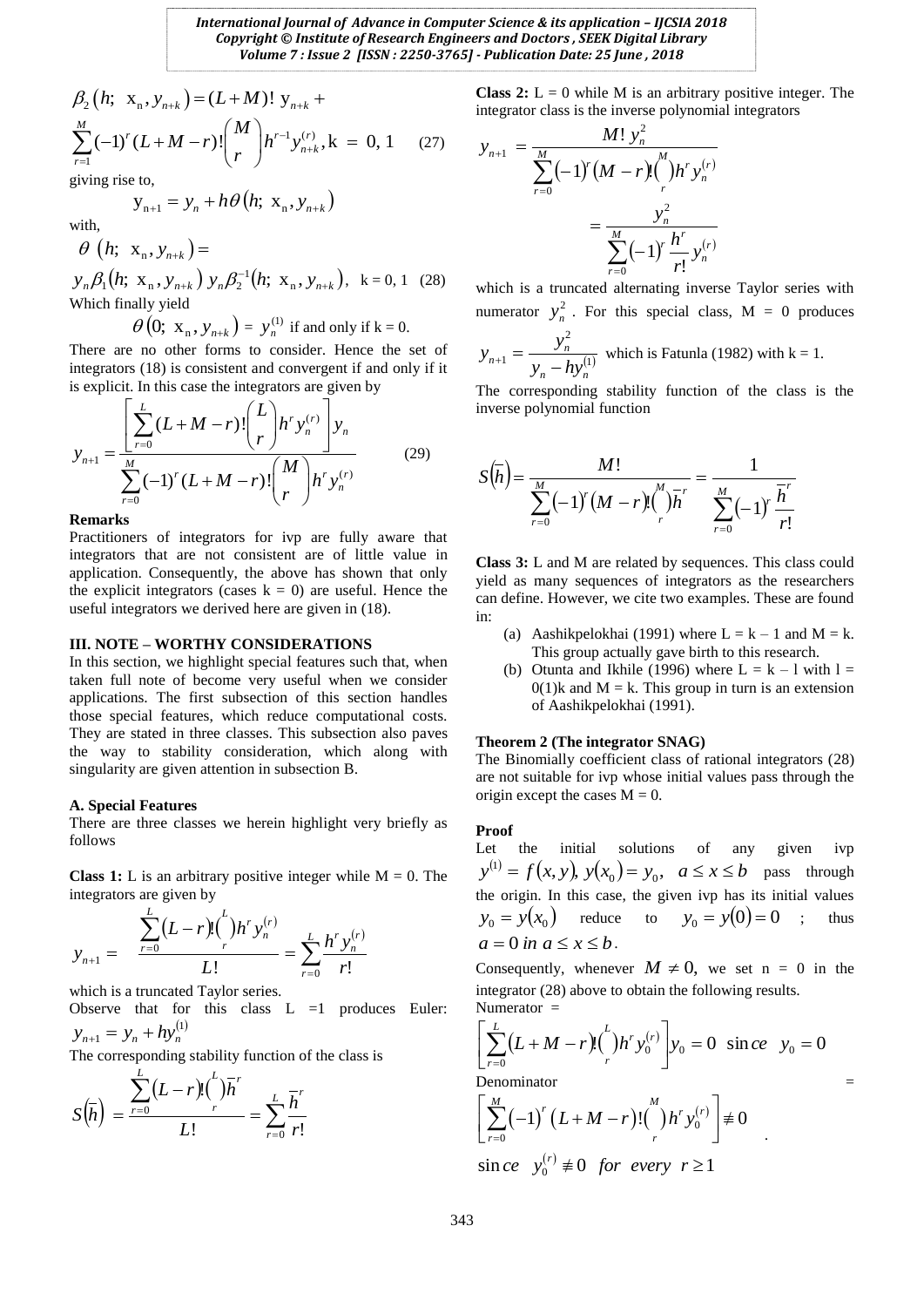$$\beta_2\left(h;\ x_n, y_{n+k}\right) = (L+M)!\ y_{n+k} + \sum_{r=1}^{M}(-1)^r (L+M-r)!\binom{M}{r} h^{r-1} y_{n+k}^{(r)},\ k\ =\ 0, 1 \quad (27)$$

giving rise to,

$$y_{n+1} = y_n + h\theta\left(h;\ x_n, y_{n+k}\right)$$

with,

$$\theta\ \left(h;\ x_n, y_{n+k}\right) = y_n \beta_1\left(h;\ x_n, y_{n+k}\right) y_n \beta_2^{-1}\left(h;\ x_n, y_{n+k}\right),\ \ k = 0, 1 \quad (28)$$

Which finally yield

$$\theta\left(0;\ x_n, y_{n+k}\right) = y_n^{(1)} \text{ if and only if k = 0.}$$

There are no other forms to consider. Hence the set of integrators (18) is consistent and convergent if and only if it is explicit. In this case the integrators are given by

$$y_{n+1} = \frac{\left[\sum_{r=0}^{L}(L+M-r)!\binom{L}{r} h^r y_n^{(r)}\right] y_n}{\sum_{r=0}^{M}(-1)^r (L+M-r)!\binom{M}{r} h^r y_n^{(r)}} \quad (29)$$

**Remarks**

Practitioners of integrators for ivp are fully aware that integrators that are not consistent are of little value in application. Consequently, the above has shown that only the explicit integrators (cases k = 0) are useful. Hence the useful integrators we derived here are given in (18).

### III. NOTE – WORTHY CONSIDERATIONS

In this section, we highlight special features such that, when taken full note of become very useful when we consider applications. The first subsection of this section handles those special features, which reduce computational costs. They are stated in three classes. This subsection also paves the way to stability consideration, which along with singularity are given attention in subsection B.

#### A. Special Features

There are three classes we herein highlight very briefly as follows

**Class 1:** L is an arbitrary positive integer while M = 0. The integrators are given by

$$y_{n+1} = \frac{\sum_{r=0}^{L}(L-r)!\binom{L}{r} h^r y_n^{(r)}}{L!} = \sum_{r=0}^{L}\frac{h^r y_n^{(r)}}{r!}$$

which is a truncated Taylor series.

Observe that for this class L =1 produces Euler: $y_{n+1} = y_n + h y_n^{(1)}$

The corresponding stability function of the class is

$$S\left(\bar{h}\right) = \frac{\sum_{r=0}^{L}(L-r)!\binom{L}{r}\bar{h}^r}{L!} = \sum_{r=0}^{L}\frac{\bar{h}^r}{r!}$$

**Class 2:** L = 0 while M is an arbitrary positive integer. The integrator class is the inverse polynomial integrators

$$y_{n+1} = \frac{M!\ y_n^2}{\sum_{r=0}^{M}(-1)^r (M-r)!\binom{M}{r} h^r y_n^{(r)}} = \frac{y_n^2}{\sum_{r=0}^{M}(-1)^r \frac{h^r}{r!} y_n^{(r)}}$$

which is a truncated alternating inverse Taylor series with numerator $y_n^2$. For this special class, M = 0 produces $y_{n+1} = \frac{y_n^2}{y_n - h y_n^{(1)}}$ which is Fatunla (1982) with k = 1.

The corresponding stability function of the class is the inverse polynomial function

$$S\left(\bar{h}\right) = \frac{M!}{\sum_{r=0}^{M}(-1)^r (M-r)!\binom{M}{r}\bar{h}^r} = \frac{1}{\sum_{r=0}^{M}(-1)^r \frac{\bar{h}^r}{r!}}$$

**Class 3:** L and M are related by sequences. This class could yield as many sequences of integrators as the researchers can define. However, we cite two examples. These are found in:

(a) Aashikpelokhai (1991) where L = k – 1 and M = k. This group actually gave birth to this research.
(b) Otunta and Ikhile (1996) where L = k – l with l = 0(1)k and M = k. This group in turn is an extension of Aashikpelokhai (1991).

**Theorem 2 (The integrator SNAG)**

The Binomially coefficient class of rational integrators (28) are not suitable for ivp whose initial values pass through the origin except the cases M = 0.

**Proof**

Let the initial solutions of any given ivp $y^{(1)} = f(x, y),\ y(x_0) = y_0,\ \ a \le x \le b$ pass through the origin. In this case, the given ivp has its initial values $y_0 = y(x_0)$ reduce to $y_0 = y(0) = 0$ ; thus $a = 0 \ in\ a \le x \le b$.

Consequently, whenever $M \neq 0$, we set n = 0 in the integrator (28) above to obtain the following results.

Numerator =

$$\left[\sum_{r=0}^{L}(L+M-r)!\binom{L}{r} h^r y_0^{(r)}\right] y_0 = 0\ \ \sin ce\ \ y_0 = 0$$

Denominator =

$$\left[\sum_{r=0}^{M}(-1)^r (L+M-r)!\binom{M}{r} h^r y_0^{(r)}\right] \neq 0 .$$

$$\sin ce\ \ y_0^{(r)} \neq 0\ \ for\ \ every\ \ r \ge 1$$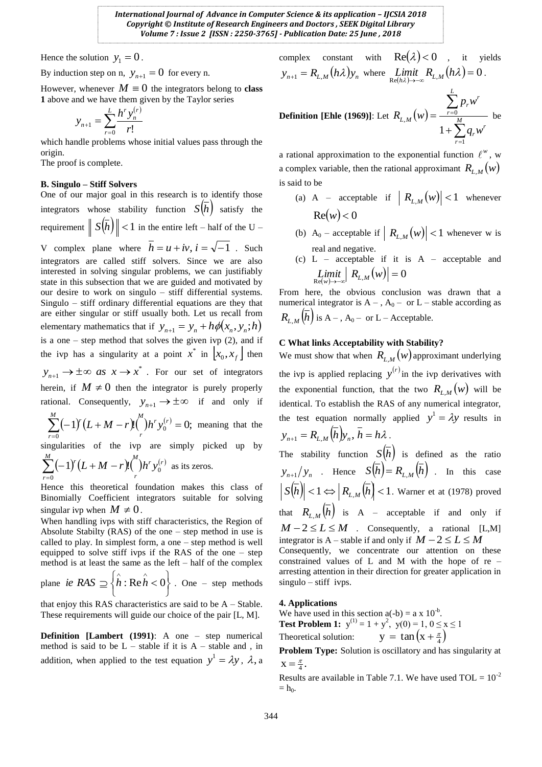Hence the solution $y_1 = 0$.

By induction step on n, $y_{n+1} = 0$ for every n.

However, whenever $M \equiv 0$ the integrators belong to **class 1** above and we have them given by the Taylor series

$$y_{n+1} = \sum_{r=0}^{L} \frac{h^r y_n^{(r)}}{r!}$$

which handle problems whose initial values pass through the origin.

The proof is complete.

**B. Singulo – Stiff Solvers**

One of our major goal in this research is to identify those integrators whose stability function $S(\bar{h})$ satisfy the requirement $\| S(\bar{h}) \| < 1$ in the entire left – half of the U – V complex plane where $\bar{h} = u + iv, i = \sqrt{-1}$. Such integrators are called stiff solvers. Since we are also interested in solving singular problems, we can justifiably state in this subsection that we are guided and motivated by our desire to work on singulo – stiff differential systems. Singulo – stiff ordinary differential equations are they that are either singular or stiff usually both. Let us recall from elementary mathematics that if $y_{n+1} = y_n + h\phi(x_n, y_n; h)$ is a one – step method that solves the given ivp (2), and if the ivp has a singularity at a point $x^*$ in $[x_0, x_f]$ then $y_{n+1} \to \pm\infty$ *as* $x \to x^*$. For our set of integrators herein, if $M \neq 0$ then the integrator is purely properly rational. Consequently, $y_{n+1} \to \pm\infty$ if and only if $\sum_{r=0}^{M} (-1)^r (L + M - r)! \binom{M}{r} h^r y_0^{(r)} = 0;$ meaning that the singularities of the ivp are simply picked up by $\sum_{r=0}^{M} (-1)^r (L + M - r)! \binom{M}{r} h^r y_0^{(r)}$ as its zeros.

Hence this theoretical foundation makes this class of Binomially Coefficient integrators suitable for solving singular ivp when $M \neq 0$.

When handling ivps with stiff characteristics, the Region of Absolute Stabilty (RAS) of the one – step method in use is called to play. In simplest form, a one – step method is well equipped to solve stiff ivps if the RAS of the one – step method is at least the same as the left – half of the complex plane *ie* $RAS \supseteq \left\{ \hat{h} : \mathrm{Re}\,\hat{h} < 0 \right\}$. One – step methods that enjoy this RAS characteristics are said to be A – Stable. These requirements will guide our choice of the pair [L, M].

**Definition [Lambert (1991)**: A one – step numerical method is said to be L – stable if it is A – stable and , in addition, when applied to the test equation $y^1 = \lambda y$, $\lambda$, a complex constant with $\mathrm{Re}(\lambda) < 0$, it yields $y_{n+1} = R_{L,M}(h\lambda) y_n$ where $\underset{\mathrm{Re}(h\lambda) \to -\infty}{Limit} R_{L,M}(h\lambda) = 0$.

**Definition [Ehle (1969)]**: Let $R_{L,M}(w) = \dfrac{\sum_{r=0}^{L} p_r w^r}{1 + \sum_{r=1}^{M} q_r w^r}$ be a rational approximation to the exponential function $\ell^w$, w a complex variable, then the rational approximant $R_{L,M}(w)$ is said to be

(a) A – acceptable if $| R_{L,M}(w) | < 1$ whenever $\mathrm{Re}(w) < 0$

(b) $A_0$ – acceptable if $| R_{L,M}(w) | < 1$ whenever w is real and negative.

(c) L – acceptable if it is A – acceptable and $\underset{\mathrm{Re}(w) \to -\infty}{Limit} | R_{L,M}(w) | = 0$

From here, the obvious conclusion was drawn that a numerical integrator is A – , $A_0$ – or L – stable according as $R_{L,M}(\bar{h})$ is A – , $A_0$ – or L – Acceptable.

**C What links Acceptability with Stability?**

We must show that when $R_{L,M}(w)$ approximant underlying the ivp is applied replacing $y^{(r)}$ in the ivp derivatives with the exponential function, that the two $R_{L,M}(w)$ will be identical. To establish the RAS of any numerical integrator, the test equation normally applied $y^1 = \lambda y$ results in $y_{n+1} = R_{L,M}(\bar{h}) y_n$, $\bar{h} = h\lambda$.

The stability function $S(\bar{h})$ is defined as the ratio $y_{n+1}/y_n$. Hence $S(\bar{h}) = R_{L,M}(\bar{h})$. In this case $| S(\bar{h}) | < 1 \Leftrightarrow | R_{L,M}(\bar{h}) | < 1$. Warner et at (1978) proved that $R_{L,M}(\bar{h})$ is A – acceptable if and only if $M - 2 \leq L \leq M$. Consequently, a rational [L,M] integrator is A – stable if and only if $M - 2 \leq L \leq M$

Consequently, we concentrate our attention on these constrained values of L and M with the hope of re – arresting attention in their direction for greater application in singulo – stiff ivps.

**4. Applications**

We have used in this section a(-b) = a x $10^{-b}$.

**Test Problem 1:** $y^{(1)} = 1 + y^2$, $y(0) = 1$, $0 \leq x \leq 1$

Theoretical solution: $y = \tan\left(x + \frac{\pi}{4}\right)$

**Problem Type:** Solution is oscillatory and has singularity at $x = \frac{\pi}{4}$.

Results are available in Table 7.1. We have used TOL = $10^{-2}$ = $h_0$.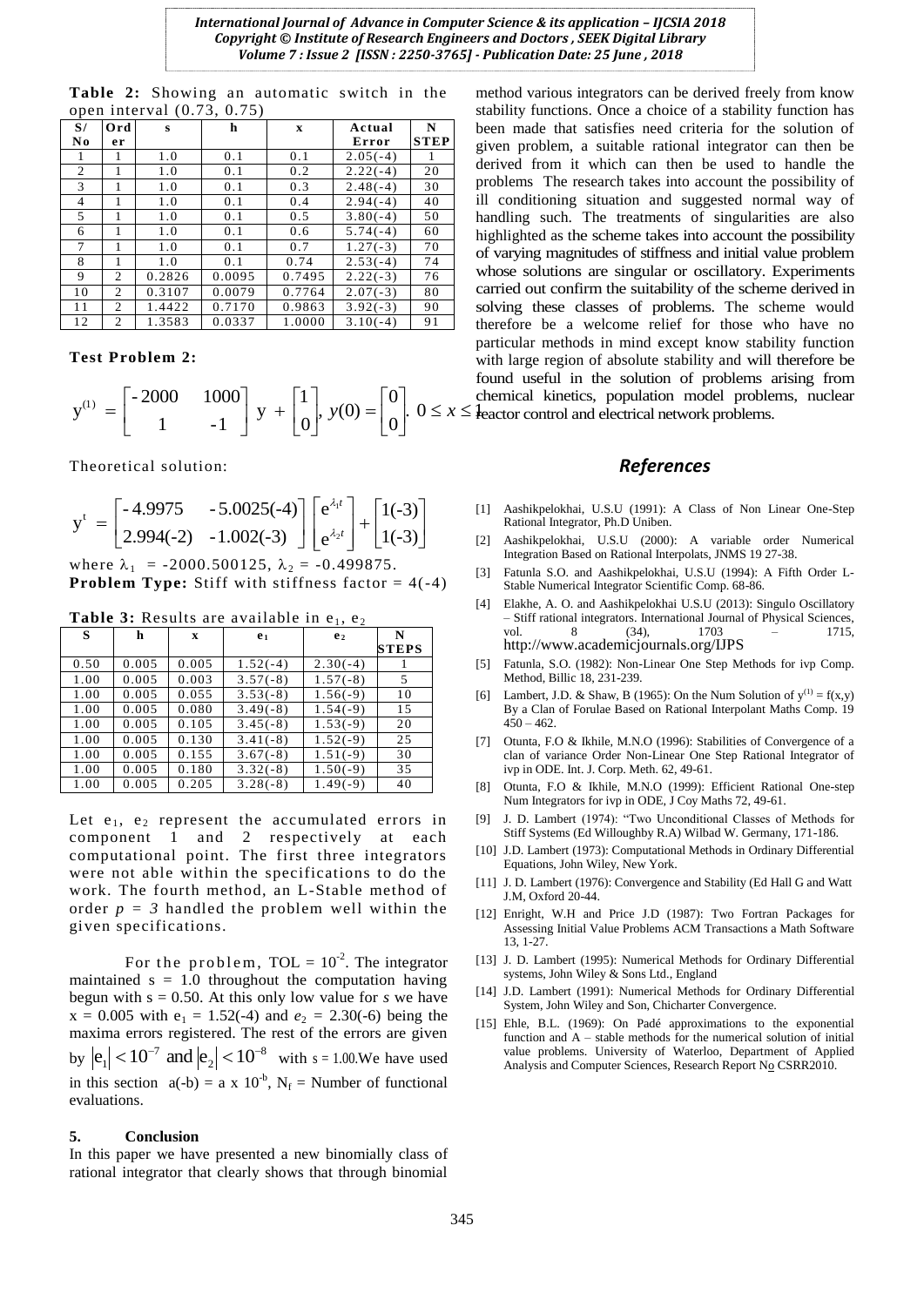**Table 2:** Showing an automatic switch in the open interval (0.73, 0.75)

| S/ No | Order | s | h | x | Actual Error | N STEP |
|---|---|---|---|---|---|---|
| 1 | 1 | 1.0 | 0.1 | 0.1 | 2.05(-4) | 1 |
| 2 | 1 | 1.0 | 0.1 | 0.2 | 2.22(-4) | 20 |
| 3 | 1 | 1.0 | 0.1 | 0.3 | 2.48(-4) | 30 |
| 4 | 1 | 1.0 | 0.1 | 0.4 | 2.94(-4) | 40 |
| 5 | 1 | 1.0 | 0.1 | 0.5 | 3.80(-4) | 50 |
| 6 | 1 | 1.0 | 0.1 | 0.6 | 5.74(-4) | 60 |
| 7 | 1 | 1.0 | 0.1 | 0.7 | 1.27(-3) | 70 |
| 8 | 1 | 1.0 | 0.1 | 0.74 | 2.53(-4) | 74 |
| 9 | 2 | 0.2826 | 0.0095 | 0.7495 | 2.22(-3) | 76 |
| 10 | 2 | 0.3107 | 0.0079 | 0.7764 | 2.07(-3) | 80 |
| 11 | 2 | 1.4422 | 0.7170 | 0.9863 | 3.92(-3) | 90 |
| 12 | 2 | 1.3583 | 0.0337 | 1.0000 | 3.10(-4) | 91 |

**Test Problem 2:**

$$y^{(1)} = \begin{bmatrix} -2000 & 1000 \\ 1 & -1 \end{bmatrix} y + \begin{bmatrix} 1 \\ 0 \end{bmatrix}, \; y(0) = \begin{bmatrix} 0 \\ 0 \end{bmatrix}. \; 0 \le x \le 1$$

Theoretical solution:

$$y^{t} = \begin{bmatrix} -4.9975 & -5.0025(-4) \\ 2.994(-2) & -1.002(-3) \end{bmatrix} \begin{bmatrix} e^{\lambda_1 t} \\ e^{\lambda_2 t} \end{bmatrix} + \begin{bmatrix} 1(-3) \\ 1(-3) \end{bmatrix}$$

where $\lambda_1$ = -2000.500125, $\lambda_2$ = -0.499875.

**Problem Type:** Stiff with stiffness factor = 4(-4)

**Table 3:** Results are available in $e_1$, $e_2$

| S | h | x | $e_1$ | $e_2$ | N STEPS |
|---|---|---|---|---|---|
| 0.50 | 0.005 | 0.005 | 1.52(-4) | 2.30(-4) | 1 |
| 1.00 | 0.005 | 0.003 | 3.57(-8) | 1.57(-8) | 5 |
| 1.00 | 0.005 | 0.055 | 3.53(-8) | 1.56(-9) | 10 |
| 1.00 | 0.005 | 0.080 | 3.49(-8) | 1.54(-9) | 15 |
| 1.00 | 0.005 | 0.105 | 3.45(-8) | 1.53(-9) | 20 |
| 1.00 | 0.005 | 0.130 | 3.41(-8) | 1.52(-9) | 25 |
| 1.00 | 0.005 | 0.155 | 3.67(-8) | 1.51(-9) | 30 |
| 1.00 | 0.005 | 0.180 | 3.32(-8) | 1.50(-9) | 35 |
| 1.00 | 0.005 | 0.205 | 3.28(-8) | 1.49(-9) | 40 |

Let $e_1$, $e_2$ represent the accumulated errors in component 1 and 2 respectively at each computational point. The first three integrators were not able within the specifications to do the work. The fourth method, an L-Stable method of order $p = 3$ handled the problem well within the given specifications.

For the problem, TOL = $10^{-2}$. The integrator maintained s = 1.0 throughout the computation having begun with s = 0.50. At this only low value for *s* we have x = 0.005 with $e_1$ = 1.52(-4) and $e_2$ = 2.30(-6) being the maxima errors registered. The rest of the errors are given by $|e_1| < 10^{-7}$ and $|e_2| < 10^{-8}$ with s = 1.00.We have used in this section a(-b) = a x $10^{-b}$, $N_f$ = Number of functional evaluations.

## 5. Conclusion

In this paper we have presented a new binomially class of rational integrator that clearly shows that through binomial method various integrators can be derived freely from know stability functions. Once a choice of a stability function has been made that satisfies need criteria for the solution of given problem, a suitable rational integrator can then be derived from it which can then be used to handle the problems The research takes into account the possibility of ill conditioning situation and suggested normal way of handling such. The treatments of singularities are also highlighted as the scheme takes into account the possibility of varying magnitudes of stiffness and initial value problem whose solutions are singular or oscillatory. Experiments carried out confirm the suitability of the scheme derived in solving these classes of problems. The scheme would therefore be a welcome relief for those who have no particular methods in mind except know stability function with large region of absolute stability and will therefore be found useful in the solution of problems arising from chemical kinetics, population model problems, nuclear reactor control and electrical network problems.

## References

[1] Aashikpelokhai, U.S.U (1991): A Class of Non Linear One-Step Rational Integrator, Ph.D Uniben.

[2] Aashikpelokhai, U.S.U (2000): A variable order Numerical Integration Based on Rational Interpolats, JNMS 19 27-38.

[3] Fatunla S.O. and Aashikpelokhai, U.S.U (1994): A Fifth Order L-Stable Numerical Integrator Scientific Comp. 68-86.

[4] Elakhe, A. O. and Aashikpelokhai U.S.U (2013): Singulo Oscillatory – Stiff rational integrators. International Journal of Physical Sciences, vol. 8 (34), 1703 – 1715, http://www.academicjournals.org/IJPS

[5] Fatunla, S.O. (1982): Non-Linear One Step Methods for ivp Comp. Method, Billic 18, 231-239.

[6] Lambert, J.D. & Shaw, B (1965): On the Num Solution of $y^{(1)} = f(x,y)$ By a Clan of Forulae Based on Rational Interpolant Maths Comp. 19 450 – 462.

[7] Otunta, F.O & Ikhile, M.N.O (1996): Stabilities of Convergence of a clan of variance Order Non-Linear One Step Rational Integrator of ivp in ODE. Int. J. Corp. Meth. 62, 49-61.

[8] Otunta, F.O & Ikhile, M.N.O (1999): Efficient Rational One-step Num Integrators for ivp in ODE, J Coy Maths 72, 49-61.

[9] J. D. Lambert (1974): "Two Unconditional Classes of Methods for Stiff Systems (Ed Willoughby R.A) Wilbad W. Germany, 171-186.

[10] J.D. Lambert (1973): Computational Methods in Ordinary Differential Equations, John Wiley, New York.

[11] J. D. Lambert (1976): Convergence and Stability (Ed Hall G and Watt J.M, Oxford 20-44.

[12] Enright, W.H and Price J.D (1987): Two Fortran Packages for Assessing Initial Value Problems ACM Transactions a Math Software 13, 1-27.

[13] J. D. Lambert (1995): Numerical Methods for Ordinary Differential systems, John Wiley & Sons Ltd., England

[14] J.D. Lambert (1991): Numerical Methods for Ordinary Differential System, John Wiley and Son, Chicharter Convergence.

[15] Ehle, B.L. (1969): On Padé approximations to the exponential function and A – stable methods for the numerical solution of initial value problems. University of Waterloo, Department of Applied Analysis and Computer Sciences, Research Report No CSRR2010.